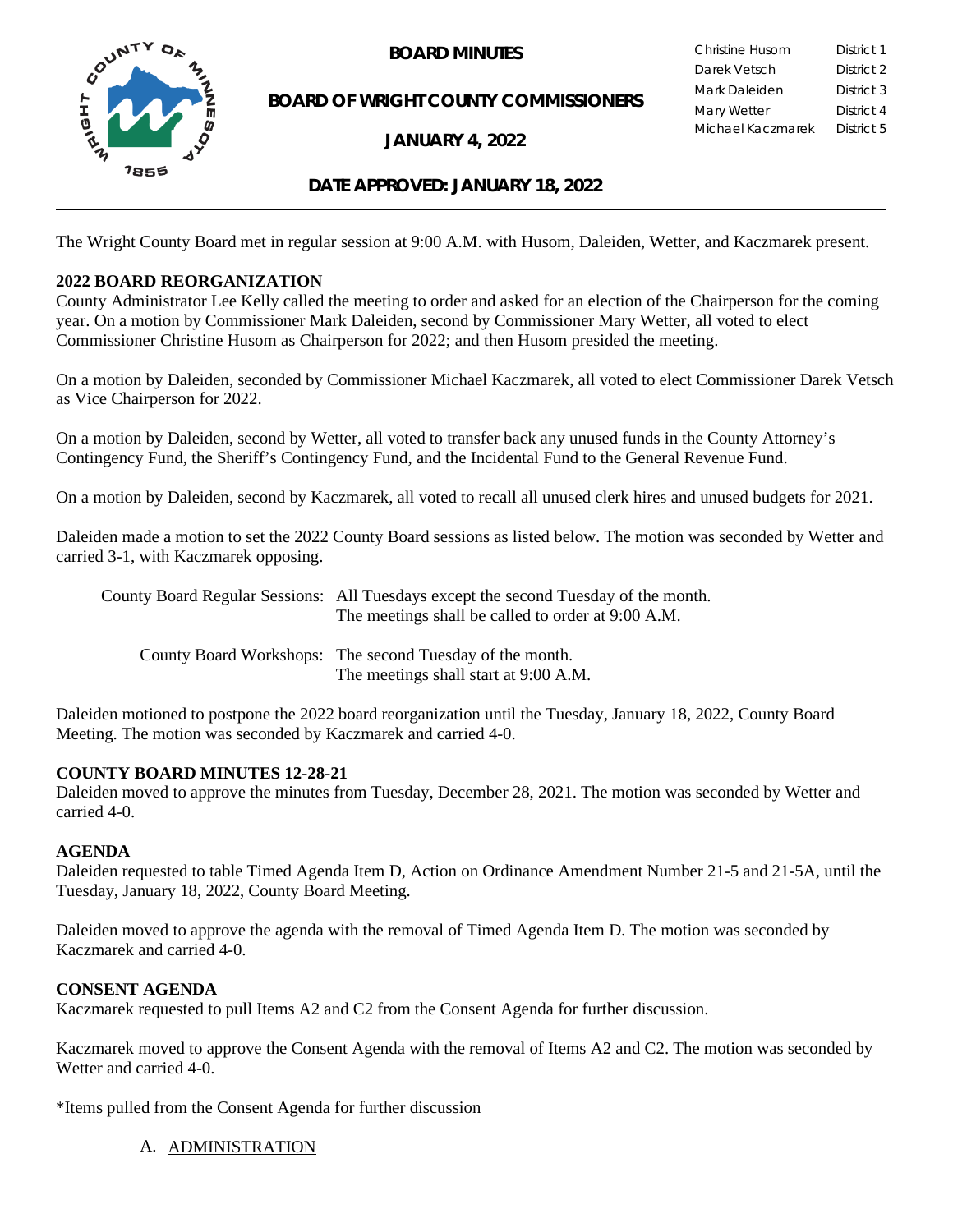# BOARD MINUTES

## BOARD OF WRIGHT COUNTY COMMISSIONERS

## JANUARY 4, 2022

| | |
|---|---|
| Christine Husom | District 1 |
| Darek Vetsch | District 2 |
| Mark Daleiden | District 3 |
| Mary Wetter | District 4 |
| Michael Kaczmarek | District 5 |

## DATE APPROVED: JANUARY 18, 2022

The Wright County Board met in regular session at 9:00 A.M. with Husom, Daleiden, Wetter, and Kaczmarek present.

**2022 BOARD REORGANIZATION**

County Administrator Lee Kelly called the meeting to order and asked for an election of the Chairperson for the coming year. On a motion by Commissioner Mark Daleiden, second by Commissioner Mary Wetter, all voted to elect Commissioner Christine Husom as Chairperson for 2022; and then Husom presided the meeting.

On a motion by Daleiden, seconded by Commissioner Michael Kaczmarek, all voted to elect Commissioner Darek Vetsch as Vice Chairperson for 2022.

On a motion by Daleiden, second by Wetter, all voted to transfer back any unused funds in the County Attorney's Contingency Fund, the Sheriff's Contingency Fund, and the Incidental Fund to the General Revenue Fund.

On a motion by Daleiden, second by Kaczmarek, all voted to recall all unused clerk hires and unused budgets for 2021.

Daleiden made a motion to set the 2022 County Board sessions as listed below. The motion was seconded by Wetter and carried 3-1, with Kaczmarek opposing.

County Board Regular Sessions: All Tuesdays except the second Tuesday of the month. The meetings shall be called to order at 9:00 A.M.

County Board Workshops: The second Tuesday of the month. The meetings shall start at 9:00 A.M.

Daleiden motioned to postpone the 2022 board reorganization until the Tuesday, January 18, 2022, County Board Meeting. The motion was seconded by Kaczmarek and carried 4-0.

**COUNTY BOARD MINUTES 12-28-21**

Daleiden moved to approve the minutes from Tuesday, December 28, 2021. The motion was seconded by Wetter and carried 4-0.

**AGENDA**

Daleiden requested to table Timed Agenda Item D, Action on Ordinance Amendment Number 21-5 and 21-5A, until the Tuesday, January 18, 2022, County Board Meeting.

Daleiden moved to approve the agenda with the removal of Timed Agenda Item D. The motion was seconded by Kaczmarek and carried 4-0.

**CONSENT AGENDA**

Kaczmarek requested to pull Items A2 and C2 from the Consent Agenda for further discussion.

Kaczmarek moved to approve the Consent Agenda with the removal of Items A2 and C2. The motion was seconded by Wetter and carried 4-0.

*Items pulled from the Consent Agenda for further discussion

A. ADMINISTRATION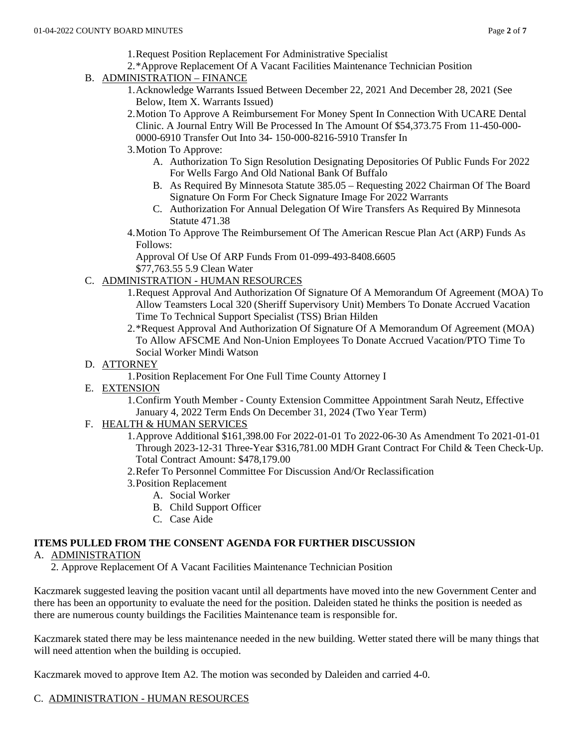1. Request Position Replacement For Administrative Specialist
2. *Approve Replacement Of A Vacant Facilities Maintenance Technician Position

B. ADMINISTRATION – FINANCE
   1. Acknowledge Warrants Issued Between December 22, 2021 And December 28, 2021 (See Below, Item X. Warrants Issued)
   2. Motion To Approve A Reimbursement For Money Spent In Connection With UCARE Dental Clinic. A Journal Entry Will Be Processed In The Amount Of $54,373.75 From 11-450-000-0000-6910 Transfer Out Into 34- 150-000-8216-5910 Transfer In
   3. Motion To Approve:
      A. Authorization To Sign Resolution Designating Depositories Of Public Funds For 2022 For Wells Fargo And Old National Bank Of Buffalo
      B. As Required By Minnesota Statute 385.05 – Requesting 2022 Chairman Of The Board Signature On Form For Check Signature Image For 2022 Warrants
      C. Authorization For Annual Delegation Of Wire Transfers As Required By Minnesota Statute 471.38
   4. Motion To Approve The Reimbursement Of The American Rescue Plan Act (ARP) Funds As Follows:
      Approval Of Use Of ARP Funds From 01-099-493-8408.6605
      $77,763.55 5.9 Clean Water

C. ADMINISTRATION - HUMAN RESOURCES
   1. Request Approval And Authorization Of Signature Of A Memorandum Of Agreement (MOA) To Allow Teamsters Local 320 (Sheriff Supervisory Unit) Members To Donate Accrued Vacation Time To Technical Support Specialist (TSS) Brian Hilden
   2. *Request Approval And Authorization Of Signature Of A Memorandum Of Agreement (MOA) To Allow AFSCME And Non-Union Employees To Donate Accrued Vacation/PTO Time To Social Worker Mindi Watson

D. ATTORNEY
   1. Position Replacement For One Full Time County Attorney I

E. EXTENSION
   1. Confirm Youth Member - County Extension Committee Appointment Sarah Neutz, Effective January 4, 2022 Term Ends On December 31, 2024 (Two Year Term)

F. HEALTH & HUMAN SERVICES
   1. Approve Additional $161,398.00 For 2022-01-01 To 2022-06-30 As Amendment To 2021-01-01 Through 2023-12-31 Three-Year $316,781.00 MDH Grant Contract For Child & Teen Check-Up. Total Contract Amount: $478,179.00
   2. Refer To Personnel Committee For Discussion And/Or Reclassification
   3. Position Replacement
      A. Social Worker
      B. Child Support Officer
      C. Case Aide

**ITEMS PULLED FROM THE CONSENT AGENDA FOR FURTHER DISCUSSION**

A. ADMINISTRATION
   2. Approve Replacement Of A Vacant Facilities Maintenance Technician Position

Kaczmarek suggested leaving the position vacant until all departments have moved into the new Government Center and there has been an opportunity to evaluate the need for the position. Daleiden stated he thinks the position is needed as there are numerous county buildings the Facilities Maintenance team is responsible for.

Kaczmarek stated there may be less maintenance needed in the new building. Wetter stated there will be many things that will need attention when the building is occupied.

Kaczmarek moved to approve Item A2. The motion was seconded by Daleiden and carried 4-0.

C. ADMINISTRATION - HUMAN RESOURCES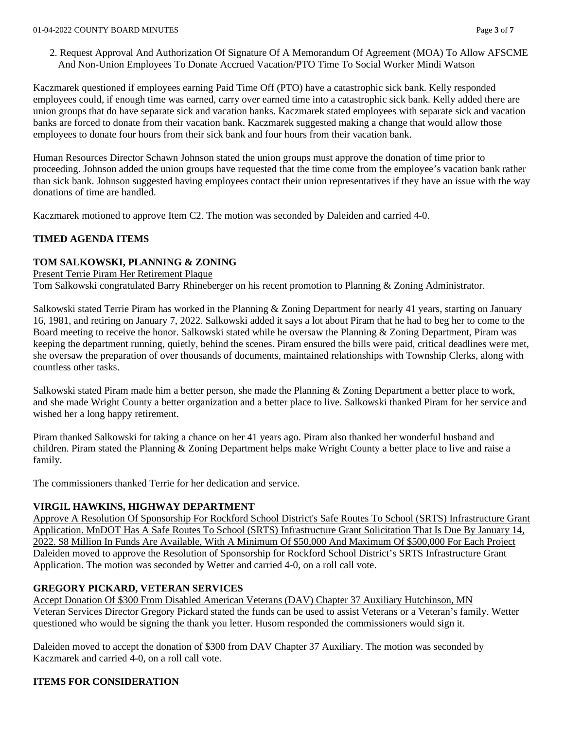2. Request Approval And Authorization Of Signature Of A Memorandum Of Agreement (MOA) To Allow AFSCME And Non-Union Employees To Donate Accrued Vacation/PTO Time To Social Worker Mindi Watson

Kaczmarek questioned if employees earning Paid Time Off (PTO) have a catastrophic sick bank. Kelly responded employees could, if enough time was earned, carry over earned time into a catastrophic sick bank. Kelly added there are union groups that do have separate sick and vacation banks. Kaczmarek stated employees with separate sick and vacation banks are forced to donate from their vacation bank. Kaczmarek suggested making a change that would allow those employees to donate four hours from their sick bank and four hours from their vacation bank.

Human Resources Director Schawn Johnson stated the union groups must approve the donation of time prior to proceeding. Johnson added the union groups have requested that the time come from the employee's vacation bank rather than sick bank. Johnson suggested having employees contact their union representatives if they have an issue with the way donations of time are handled.

Kaczmarek motioned to approve Item C2. The motion was seconded by Daleiden and carried 4-0.

**TIMED AGENDA ITEMS**

**TOM SALKOWSKI, PLANNING & ZONING**

Present Terrie Piram Her Retirement Plaque

Tom Salkowski congratulated Barry Rhineberger on his recent promotion to Planning & Zoning Administrator.

Salkowski stated Terrie Piram has worked in the Planning & Zoning Department for nearly 41 years, starting on January 16, 1981, and retiring on January 7, 2022. Salkowski added it says a lot about Piram that he had to beg her to come to the Board meeting to receive the honor. Salkowski stated while he oversaw the Planning & Zoning Department, Piram was keeping the department running, quietly, behind the scenes. Piram ensured the bills were paid, critical deadlines were met, she oversaw the preparation of over thousands of documents, maintained relationships with Township Clerks, along with countless other tasks.

Salkowski stated Piram made him a better person, she made the Planning & Zoning Department a better place to work, and she made Wright County a better organization and a better place to live. Salkowski thanked Piram for her service and wished her a long happy retirement.

Piram thanked Salkowski for taking a chance on her 41 years ago. Piram also thanked her wonderful husband and children. Piram stated the Planning & Zoning Department helps make Wright County a better place to live and raise a family.

The commissioners thanked Terrie for her dedication and service.

**VIRGIL HAWKINS, HIGHWAY DEPARTMENT**

Approve A Resolution Of Sponsorship For Rockford School District's Safe Routes To School (SRTS) Infrastructure Grant Application. MnDOT Has A Safe Routes To School (SRTS) Infrastructure Grant Solicitation That Is Due By January 14, 2022. $8 Million In Funds Are Available, With A Minimum Of $50,000 And Maximum Of $500,000 For Each Project

Daleiden moved to approve the Resolution of Sponsorship for Rockford School District's SRTS Infrastructure Grant Application. The motion was seconded by Wetter and carried 4-0, on a roll call vote.

**GREGORY PICKARD, VETERAN SERVICES**

Accept Donation Of $300 From Disabled American Veterans (DAV) Chapter 37 Auxiliary Hutchinson, MN

Veteran Services Director Gregory Pickard stated the funds can be used to assist Veterans or a Veteran's family. Wetter questioned who would be signing the thank you letter. Husom responded the commissioners would sign it.

Daleiden moved to accept the donation of $300 from DAV Chapter 37 Auxiliary. The motion was seconded by Kaczmarek and carried 4-0, on a roll call vote.

**ITEMS FOR CONSIDERATION**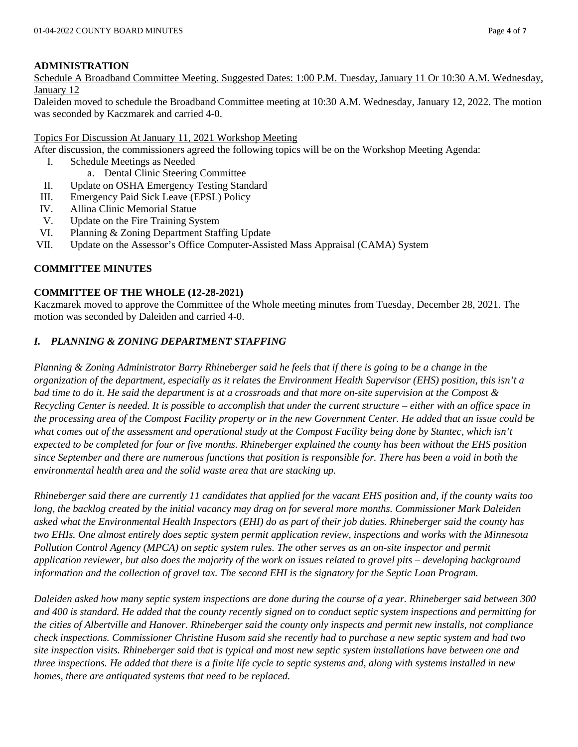## ADMINISTRATION

Schedule A Broadband Committee Meeting. Suggested Dates: 1:00 P.M. Tuesday, January 11 Or 10:30 A.M. Wednesday, January 12

Daleiden moved to schedule the Broadband Committee meeting at 10:30 A.M. Wednesday, January 12, 2022. The motion was seconded by Kaczmarek and carried 4-0.

Topics For Discussion At January 11, 2021 Workshop Meeting

After discussion, the commissioners agreed the following topics will be on the Workshop Meeting Agenda:

I. Schedule Meetings as Needed
   a. Dental Clinic Steering Committee
II. Update on OSHA Emergency Testing Standard
III. Emergency Paid Sick Leave (EPSL) Policy
IV. Allina Clinic Memorial Statue
V. Update on the Fire Training System
VI. Planning & Zoning Department Staffing Update
VII. Update on the Assessor's Office Computer-Assisted Mass Appraisal (CAMA) System

## COMMITTEE MINUTES

### COMMITTEE OF THE WHOLE (12-28-2021)

Kaczmarek moved to approve the Committee of the Whole meeting minutes from Tuesday, December 28, 2021. The motion was seconded by Daleiden and carried 4-0.

### *I. PLANNING & ZONING DEPARTMENT STAFFING*

*Planning & Zoning Administrator Barry Rhineberger said he feels that if there is going to be a change in the organization of the department, especially as it relates the Environment Health Supervisor (EHS) position, this isn't a bad time to do it. He said the department is at a crossroads and that more on-site supervision at the Compost & Recycling Center is needed. It is possible to accomplish that under the current structure – either with an office space in the processing area of the Compost Facility property or in the new Government Center. He added that an issue could be what comes out of the assessment and operational study at the Compost Facility being done by Stantec, which isn't expected to be completed for four or five months. Rhineberger explained the county has been without the EHS position since September and there are numerous functions that position is responsible for. There has been a void in both the environmental health area and the solid waste area that are stacking up.*

*Rhineberger said there are currently 11 candidates that applied for the vacant EHS position and, if the county waits too long, the backlog created by the initial vacancy may drag on for several more months. Commissioner Mark Daleiden asked what the Environmental Health Inspectors (EHI) do as part of their job duties. Rhineberger said the county has two EHIs. One almost entirely does septic system permit application review, inspections and works with the Minnesota Pollution Control Agency (MPCA) on septic system rules. The other serves as an on-site inspector and permit application reviewer, but also does the majority of the work on issues related to gravel pits – developing background information and the collection of gravel tax. The second EHI is the signatory for the Septic Loan Program.*

*Daleiden asked how many septic system inspections are done during the course of a year. Rhineberger said between 300 and 400 is standard. He added that the county recently signed on to conduct septic system inspections and permitting for the cities of Albertville and Hanover. Rhineberger said the county only inspects and permit new installs, not compliance check inspections. Commissioner Christine Husom said she recently had to purchase a new septic system and had two site inspection visits. Rhineberger said that is typical and most new septic system installations have between one and three inspections. He added that there is a finite life cycle to septic systems and, along with systems installed in new homes, there are antiquated systems that need to be replaced.*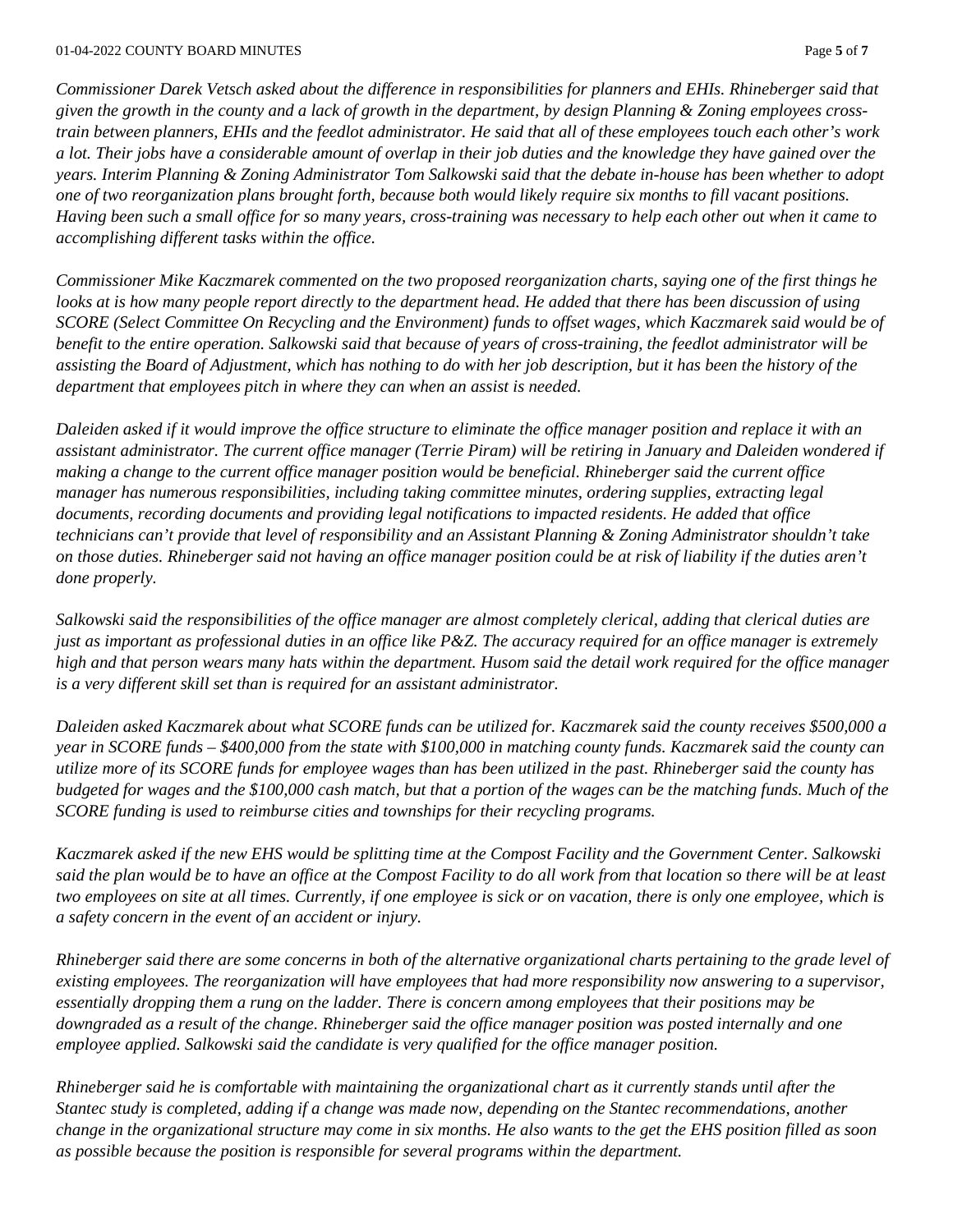*Commissioner Darek Vetsch asked about the difference in responsibilities for planners and EHIs. Rhineberger said that given the growth in the county and a lack of growth in the department, by design Planning & Zoning employees cross-train between planners, EHIs and the feedlot administrator. He said that all of these employees touch each other's work a lot. Their jobs have a considerable amount of overlap in their job duties and the knowledge they have gained over the years. Interim Planning & Zoning Administrator Tom Salkowski said that the debate in-house has been whether to adopt one of two reorganization plans brought forth, because both would likely require six months to fill vacant positions. Having been such a small office for so many years, cross-training was necessary to help each other out when it came to accomplishing different tasks within the office.*

*Commissioner Mike Kaczmarek commented on the two proposed reorganization charts, saying one of the first things he looks at is how many people report directly to the department head. He added that there has been discussion of using SCORE (Select Committee On Recycling and the Environment) funds to offset wages, which Kaczmarek said would be of benefit to the entire operation. Salkowski said that because of years of cross-training, the feedlot administrator will be assisting the Board of Adjustment, which has nothing to do with her job description, but it has been the history of the department that employees pitch in where they can when an assist is needed.*

*Daleiden asked if it would improve the office structure to eliminate the office manager position and replace it with an assistant administrator. The current office manager (Terrie Piram) will be retiring in January and Daleiden wondered if making a change to the current office manager position would be beneficial. Rhineberger said the current office manager has numerous responsibilities, including taking committee minutes, ordering supplies, extracting legal documents, recording documents and providing legal notifications to impacted residents. He added that office technicians can't provide that level of responsibility and an Assistant Planning & Zoning Administrator shouldn't take on those duties. Rhineberger said not having an office manager position could be at risk of liability if the duties aren't done properly.*

*Salkowski said the responsibilities of the office manager are almost completely clerical, adding that clerical duties are just as important as professional duties in an office like P&Z. The accuracy required for an office manager is extremely high and that person wears many hats within the department. Husom said the detail work required for the office manager is a very different skill set than is required for an assistant administrator.*

*Daleiden asked Kaczmarek about what SCORE funds can be utilized for. Kaczmarek said the county receives $500,000 a year in SCORE funds – $400,000 from the state with $100,000 in matching county funds. Kaczmarek said the county can utilize more of its SCORE funds for employee wages than has been utilized in the past. Rhineberger said the county has budgeted for wages and the $100,000 cash match, but that a portion of the wages can be the matching funds. Much of the SCORE funding is used to reimburse cities and townships for their recycling programs.*

*Kaczmarek asked if the new EHS would be splitting time at the Compost Facility and the Government Center. Salkowski said the plan would be to have an office at the Compost Facility to do all work from that location so there will be at least two employees on site at all times. Currently, if one employee is sick or on vacation, there is only one employee, which is a safety concern in the event of an accident or injury.*

*Rhineberger said there are some concerns in both of the alternative organizational charts pertaining to the grade level of existing employees. The reorganization will have employees that had more responsibility now answering to a supervisor, essentially dropping them a rung on the ladder. There is concern among employees that their positions may be downgraded as a result of the change. Rhineberger said the office manager position was posted internally and one employee applied. Salkowski said the candidate is very qualified for the office manager position.*

*Rhineberger said he is comfortable with maintaining the organizational chart as it currently stands until after the Stantec study is completed, adding if a change was made now, depending on the Stantec recommendations, another change in the organizational structure may come in six months. He also wants to the get the EHS position filled as soon as possible because the position is responsible for several programs within the department.*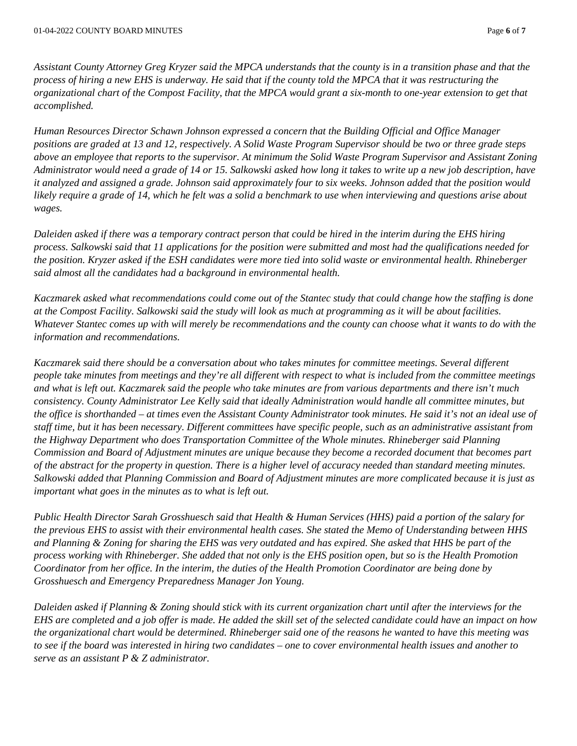*Assistant County Attorney Greg Kryzer said the MPCA understands that the county is in a transition phase and that the process of hiring a new EHS is underway. He said that if the county told the MPCA that it was restructuring the organizational chart of the Compost Facility, that the MPCA would grant a six-month to one-year extension to get that accomplished.*

*Human Resources Director Schawn Johnson expressed a concern that the Building Official and Office Manager positions are graded at 13 and 12, respectively. A Solid Waste Program Supervisor should be two or three grade steps above an employee that reports to the supervisor. At minimum the Solid Waste Program Supervisor and Assistant Zoning Administrator would need a grade of 14 or 15. Salkowski asked how long it takes to write up a new job description, have it analyzed and assigned a grade. Johnson said approximately four to six weeks. Johnson added that the position would likely require a grade of 14, which he felt was a solid a benchmark to use when interviewing and questions arise about wages.*

*Daleiden asked if there was a temporary contract person that could be hired in the interim during the EHS hiring process. Salkowski said that 11 applications for the position were submitted and most had the qualifications needed for the position. Kryzer asked if the ESH candidates were more tied into solid waste or environmental health. Rhineberger said almost all the candidates had a background in environmental health.*

*Kaczmarek asked what recommendations could come out of the Stantec study that could change how the staffing is done at the Compost Facility. Salkowski said the study will look as much at programming as it will be about facilities. Whatever Stantec comes up with will merely be recommendations and the county can choose what it wants to do with the information and recommendations.*

*Kaczmarek said there should be a conversation about who takes minutes for committee meetings. Several different people take minutes from meetings and they're all different with respect to what is included from the committee meetings and what is left out. Kaczmarek said the people who take minutes are from various departments and there isn't much consistency. County Administrator Lee Kelly said that ideally Administration would handle all committee minutes, but the office is shorthanded – at times even the Assistant County Administrator took minutes. He said it's not an ideal use of staff time, but it has been necessary. Different committees have specific people, such as an administrative assistant from the Highway Department who does Transportation Committee of the Whole minutes. Rhineberger said Planning Commission and Board of Adjustment minutes are unique because they become a recorded document that becomes part of the abstract for the property in question. There is a higher level of accuracy needed than standard meeting minutes. Salkowski added that Planning Commission and Board of Adjustment minutes are more complicated because it is just as important what goes in the minutes as to what is left out.*

*Public Health Director Sarah Grosshuesch said that Health & Human Services (HHS) paid a portion of the salary for the previous EHS to assist with their environmental health cases. She stated the Memo of Understanding between HHS and Planning & Zoning for sharing the EHS was very outdated and has expired. She asked that HHS be part of the process working with Rhineberger. She added that not only is the EHS position open, but so is the Health Promotion Coordinator from her office. In the interim, the duties of the Health Promotion Coordinator are being done by Grosshuesch and Emergency Preparedness Manager Jon Young.*

*Daleiden asked if Planning & Zoning should stick with its current organization chart until after the interviews for the EHS are completed and a job offer is made. He added the skill set of the selected candidate could have an impact on how the organizational chart would be determined. Rhineberger said one of the reasons he wanted to have this meeting was to see if the board was interested in hiring two candidates – one to cover environmental health issues and another to serve as an assistant P & Z administrator.*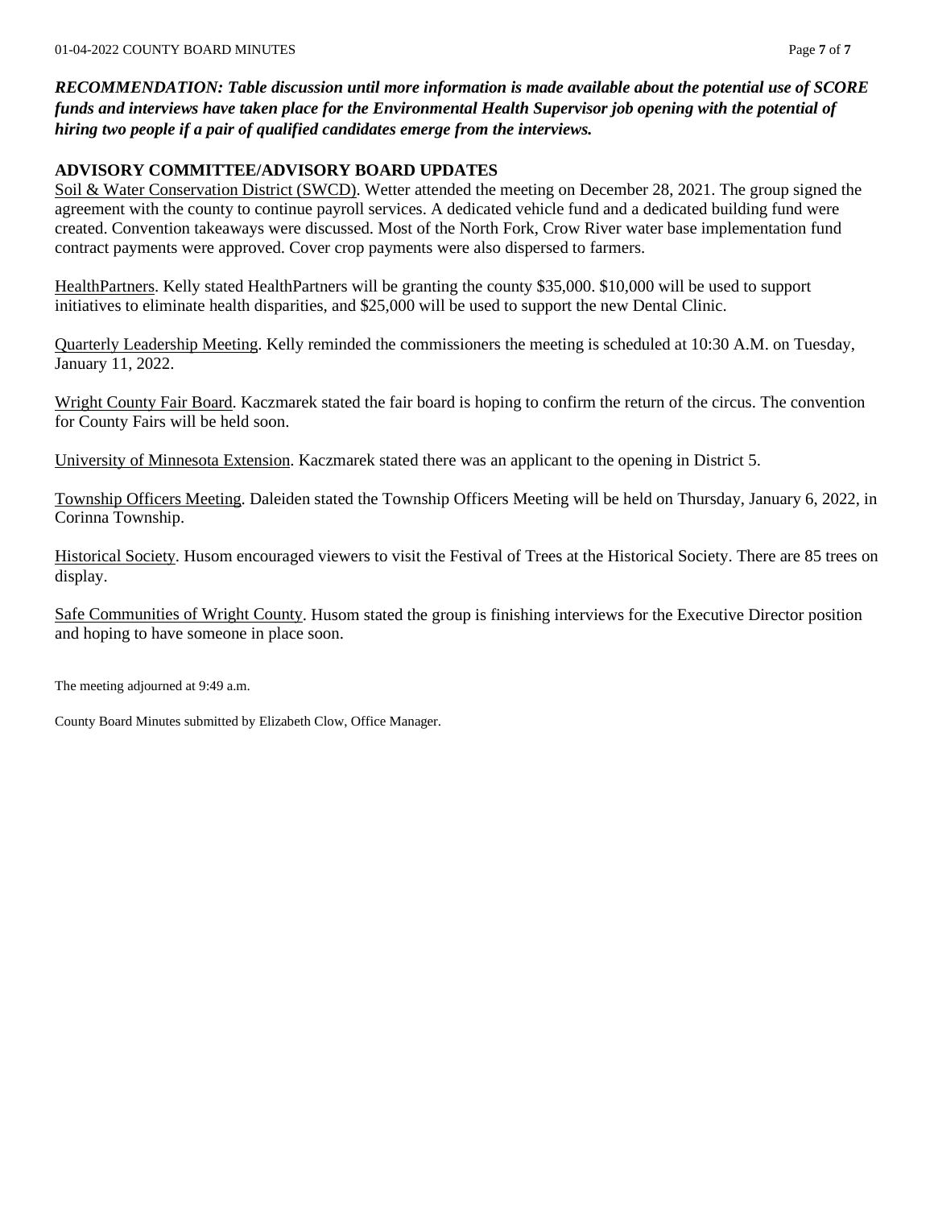***RECOMMENDATION: Table discussion until more information is made available about the potential use of SCORE funds and interviews have taken place for the Environmental Health Supervisor job opening with the potential of hiring two people if a pair of qualified candidates emerge from the interviews.***

**ADVISORY COMMITTEE/ADVISORY BOARD UPDATES**

Soil & Water Conservation District (SWCD). Wetter attended the meeting on December 28, 2021. The group signed the agreement with the county to continue payroll services. A dedicated vehicle fund and a dedicated building fund were created. Convention takeaways were discussed. Most of the North Fork, Crow River water base implementation fund contract payments were approved. Cover crop payments were also dispersed to farmers.

HealthPartners. Kelly stated HealthPartners will be granting the county $35,000. $10,000 will be used to support initiatives to eliminate health disparities, and $25,000 will be used to support the new Dental Clinic.

Quarterly Leadership Meeting. Kelly reminded the commissioners the meeting is scheduled at 10:30 A.M. on Tuesday, January 11, 2022.

Wright County Fair Board. Kaczmarek stated the fair board is hoping to confirm the return of the circus. The convention for County Fairs will be held soon.

University of Minnesota Extension. Kaczmarek stated there was an applicant to the opening in District 5.

Township Officers Meeting. Daleiden stated the Township Officers Meeting will be held on Thursday, January 6, 2022, in Corinna Township.

Historical Society. Husom encouraged viewers to visit the Festival of Trees at the Historical Society. There are 85 trees on display.

Safe Communities of Wright County. Husom stated the group is finishing interviews for the Executive Director position and hoping to have someone in place soon.

The meeting adjourned at 9:49 a.m.

County Board Minutes submitted by Elizabeth Clow, Office Manager.